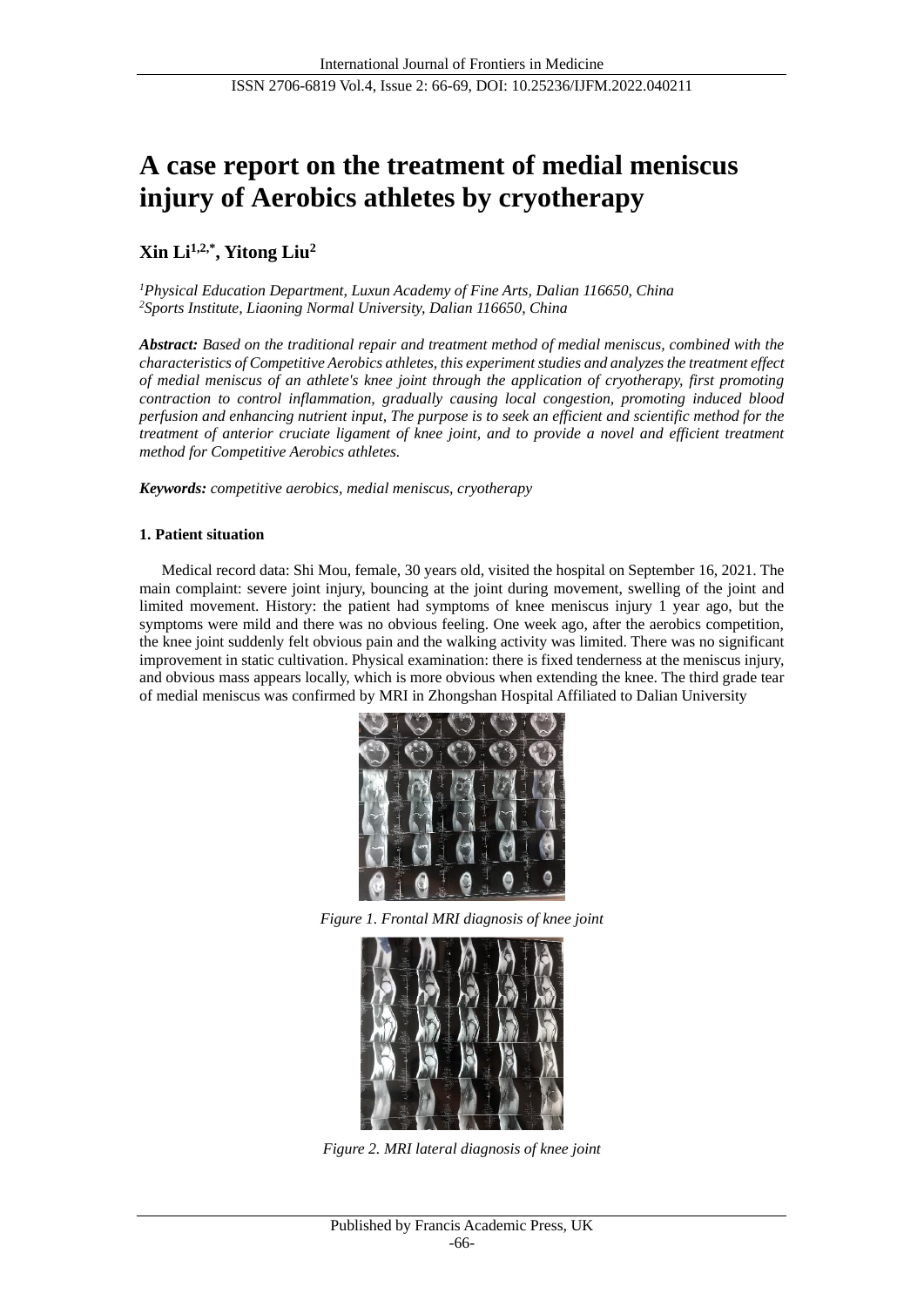# A case report on the treatment of medial meniscus injury of Aerobics athletes by cryotherapy

**Xin Li[1,2,*], Yitong Liu[2]**

*[1]Physical Education Department, Luxun Academy of Fine Arts, Dalian 116650, China*
*[2]Sports Institute, Liaoning Normal University, Dalian 116650, China*

***Abstract:*** *Based on the traditional repair and treatment method of medial meniscus, combined with the characteristics of Competitive Aerobics athletes, this experiment studies and analyzes the treatment effect of medial meniscus of an athlete's knee joint through the application of cryotherapy, first promoting contraction to control inflammation, gradually causing local congestion, promoting induced blood perfusion and enhancing nutrient input, The purpose is to seek an efficient and scientific method for the treatment of anterior cruciate ligament of knee joint, and to provide a novel and efficient treatment method for Competitive Aerobics athletes.*

***Keywords:*** *competitive aerobics, medial meniscus, cryotherapy*

## 1. Patient situation

Medical record data: Shi Mou, female, 30 years old, visited the hospital on September 16, 2021. The main complaint: severe joint injury, bouncing at the joint during movement, swelling of the joint and limited movement. History: the patient had symptoms of knee meniscus injury 1 year ago, but the symptoms were mild and there was no obvious feeling. One week ago, after the aerobics competition, the knee joint suddenly felt obvious pain and the walking activity was limited. There was no significant improvement in static cultivation. Physical examination: there is fixed tenderness at the meniscus injury, and obvious mass appears locally, which is more obvious when extending the knee. The third grade tear of medial meniscus was confirmed by MRI in Zhongshan Hospital Affiliated to Dalian University

*Figure 1. Frontal MRI diagnosis of knee joint*

*Figure 2. MRI lateral diagnosis of knee joint*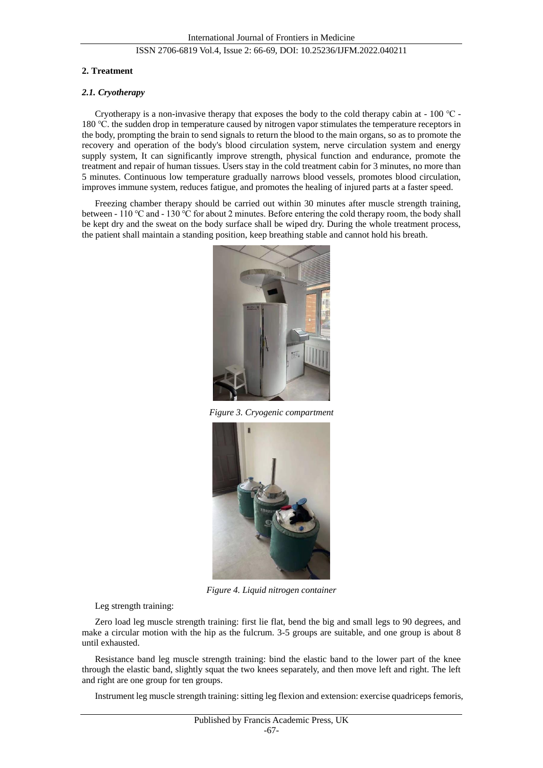## 2. Treatment

### *2.1. Cryotherapy*

Cryotherapy is a non-invasive therapy that exposes the body to the cold therapy cabin at - 100 ℃ - 180 ℃. the sudden drop in temperature caused by nitrogen vapor stimulates the temperature receptors in the body, prompting the brain to send signals to return the blood to the main organs, so as to promote the recovery and operation of the body's blood circulation system, nerve circulation system and energy supply system, It can significantly improve strength, physical function and endurance, promote the treatment and repair of human tissues. Users stay in the cold treatment cabin for 3 minutes, no more than 5 minutes. Continuous low temperature gradually narrows blood vessels, promotes blood circulation, improves immune system, reduces fatigue, and promotes the healing of injured parts at a faster speed.

Freezing chamber therapy should be carried out within 30 minutes after muscle strength training, between - 110 ℃ and - 130 ℃ for about 2 minutes. Before entering the cold therapy room, the body shall be kept dry and the sweat on the body surface shall be wiped dry. During the whole treatment process, the patient shall maintain a standing position, keep breathing stable and cannot hold his breath.

*Figure 3. Cryogenic compartment*

*Figure 4. Liquid nitrogen container*

Leg strength training:

Zero load leg muscle strength training: first lie flat, bend the big and small legs to 90 degrees, and make a circular motion with the hip as the fulcrum. 3-5 groups are suitable, and one group is about 8 until exhausted.

Resistance band leg muscle strength training: bind the elastic band to the lower part of the knee through the elastic band, slightly squat the two knees separately, and then move left and right. The left and right are one group for ten groups.

Instrument leg muscle strength training: sitting leg flexion and extension: exercise quadriceps femoris,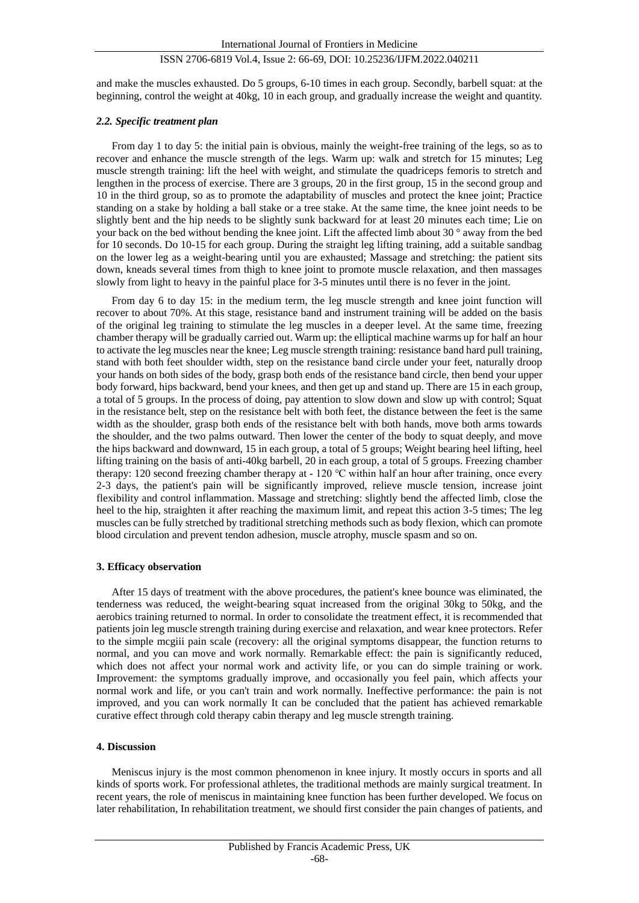and make the muscles exhausted. Do 5 groups, 6-10 times in each group. Secondly, barbell squat: at the beginning, control the weight at 40kg, 10 in each group, and gradually increase the weight and quantity.

### *2.2. Specific treatment plan*

From day 1 to day 5: the initial pain is obvious, mainly the weight-free training of the legs, so as to recover and enhance the muscle strength of the legs. Warm up: walk and stretch for 15 minutes; Leg muscle strength training: lift the heel with weight, and stimulate the quadriceps femoris to stretch and lengthen in the process of exercise. There are 3 groups, 20 in the first group, 15 in the second group and 10 in the third group, so as to promote the adaptability of muscles and protect the knee joint; Practice standing on a stake by holding a ball stake or a tree stake. At the same time, the knee joint needs to be slightly bent and the hip needs to be slightly sunk backward for at least 20 minutes each time; Lie on your back on the bed without bending the knee joint. Lift the affected limb about 30 ° away from the bed for 10 seconds. Do 10-15 for each group. During the straight leg lifting training, add a suitable sandbag on the lower leg as a weight-bearing until you are exhausted; Massage and stretching: the patient sits down, kneads several times from thigh to knee joint to promote muscle relaxation, and then massages slowly from light to heavy in the painful place for 3-5 minutes until there is no fever in the joint.

From day 6 to day 15: in the medium term, the leg muscle strength and knee joint function will recover to about 70%. At this stage, resistance band and instrument training will be added on the basis of the original leg training to stimulate the leg muscles in a deeper level. At the same time, freezing chamber therapy will be gradually carried out. Warm up: the elliptical machine warms up for half an hour to activate the leg muscles near the knee; Leg muscle strength training: resistance band hard pull training, stand with both feet shoulder width, step on the resistance band circle under your feet, naturally droop your hands on both sides of the body, grasp both ends of the resistance band circle, then bend your upper body forward, hips backward, bend your knees, and then get up and stand up. There are 15 in each group, a total of 5 groups. In the process of doing, pay attention to slow down and slow up with control; Squat in the resistance belt, step on the resistance belt with both feet, the distance between the feet is the same width as the shoulder, grasp both ends of the resistance belt with both hands, move both arms towards the shoulder, and the two palms outward. Then lower the center of the body to squat deeply, and move the hips backward and downward, 15 in each group, a total of 5 groups; Weight bearing heel lifting, heel lifting training on the basis of anti-40kg barbell, 20 in each group, a total of 5 groups. Freezing chamber therapy: 120 second freezing chamber therapy at - 120 ℃ within half an hour after training, once every 2-3 days, the patient's pain will be significantly improved, relieve muscle tension, increase joint flexibility and control inflammation. Massage and stretching: slightly bend the affected limb, close the heel to the hip, straighten it after reaching the maximum limit, and repeat this action 3-5 times; The leg muscles can be fully stretched by traditional stretching methods such as body flexion, which can promote blood circulation and prevent tendon adhesion, muscle atrophy, muscle spasm and so on.

## 3. Efficacy observation

After 15 days of treatment with the above procedures, the patient's knee bounce was eliminated, the tenderness was reduced, the weight-bearing squat increased from the original 30kg to 50kg, and the aerobics training returned to normal. In order to consolidate the treatment effect, it is recommended that patients join leg muscle strength training during exercise and relaxation, and wear knee protectors. Refer to the simple mcgiii pain scale (recovery: all the original symptoms disappear, the function returns to normal, and you can move and work normally. Remarkable effect: the pain is significantly reduced, which does not affect your normal work and activity life, or you can do simple training or work. Improvement: the symptoms gradually improve, and occasionally you feel pain, which affects your normal work and life, or you can't train and work normally. Ineffective performance: the pain is not improved, and you can work normally It can be concluded that the patient has achieved remarkable curative effect through cold therapy cabin therapy and leg muscle strength training.

## 4. Discussion

Meniscus injury is the most common phenomenon in knee injury. It mostly occurs in sports and all kinds of sports work. For professional athletes, the traditional methods are mainly surgical treatment. In recent years, the role of meniscus in maintaining knee function has been further developed. We focus on later rehabilitation, In rehabilitation treatment, we should first consider the pain changes of patients, and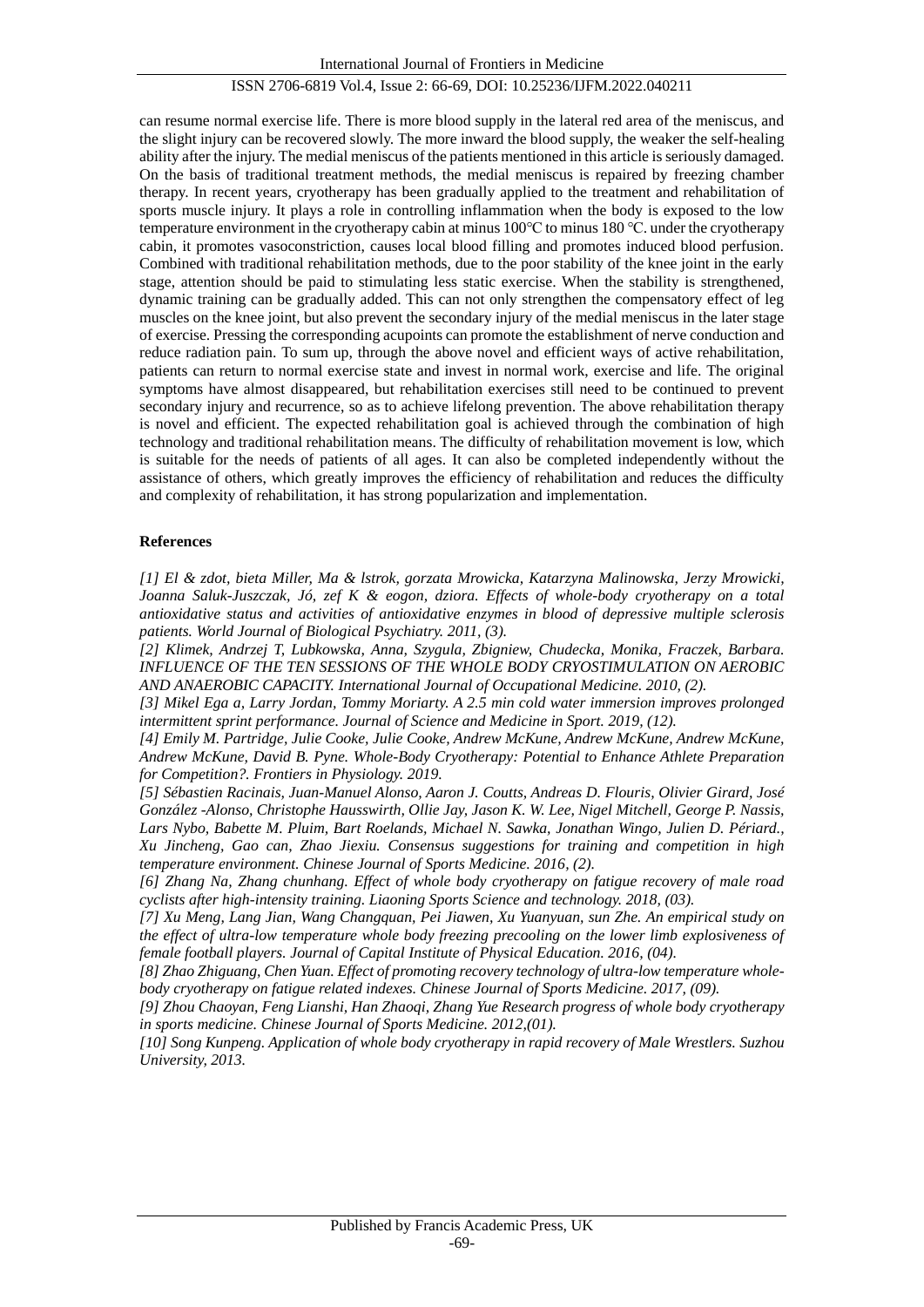can resume normal exercise life. There is more blood supply in the lateral red area of the meniscus, and the slight injury can be recovered slowly. The more inward the blood supply, the weaker the self-healing ability after the injury. The medial meniscus of the patients mentioned in this article is seriously damaged. On the basis of traditional treatment methods, the medial meniscus is repaired by freezing chamber therapy. In recent years, cryotherapy has been gradually applied to the treatment and rehabilitation of sports muscle injury. It plays a role in controlling inflammation when the body is exposed to the low temperature environment in the cryotherapy cabin at minus 100℃ to minus 180 ℃. under the cryotherapy cabin, it promotes vasoconstriction, causes local blood filling and promotes induced blood perfusion. Combined with traditional rehabilitation methods, due to the poor stability of the knee joint in the early stage, attention should be paid to stimulating less static exercise. When the stability is strengthened, dynamic training can be gradually added. This can not only strengthen the compensatory effect of leg muscles on the knee joint, but also prevent the secondary injury of the medial meniscus in the later stage of exercise. Pressing the corresponding acupoints can promote the establishment of nerve conduction and reduce radiation pain. To sum up, through the above novel and efficient ways of active rehabilitation, patients can return to normal exercise state and invest in normal work, exercise and life. The original symptoms have almost disappeared, but rehabilitation exercises still need to be continued to prevent secondary injury and recurrence, so as to achieve lifelong prevention. The above rehabilitation therapy is novel and efficient. The expected rehabilitation goal is achieved through the combination of high technology and traditional rehabilitation means. The difficulty of rehabilitation movement is low, which is suitable for the needs of patients of all ages. It can also be completed independently without the assistance of others, which greatly improves the efficiency of rehabilitation and reduces the difficulty and complexity of rehabilitation, it has strong popularization and implementation.

## References

*[1] El & zdot, bieta Miller, Ma & lstrok, gorzata Mrowicka, Katarzyna Malinowska, Jerzy Mrowicki, Joanna Saluk-Juszczak, Jó, zef K & eogon, dziora. Effects of whole-body cryotherapy on a total antioxidative status and activities of antioxidative enzymes in blood of depressive multiple sclerosis patients. World Journal of Biological Psychiatry. 2011, (3).*

*[2] Klimek, Andrzej T, Lubkowska, Anna, Szygula, Zbigniew, Chudecka, Monika, Fraczek, Barbara. INFLUENCE OF THE TEN SESSIONS OF THE WHOLE BODY CRYOSTIMULATION ON AEROBIC AND ANAEROBIC CAPACITY. International Journal of Occupational Medicine. 2010, (2).*

*[3] Mikel Ega a, Larry Jordan, Tommy Moriarty. A 2.5 min cold water immersion improves prolonged intermittent sprint performance. Journal of Science and Medicine in Sport. 2019, (12).*

*[4] Emily M. Partridge, Julie Cooke, Julie Cooke, Andrew McKune, Andrew McKune, Andrew McKune, Andrew McKune, David B. Pyne. Whole-Body Cryotherapy: Potential to Enhance Athlete Preparation for Competition?. Frontiers in Physiology. 2019.*

*[5] Sébastien Racinais, Juan-Manuel Alonso, Aaron J. Coutts, Andreas D. Flouris, Olivier Girard, José González -Alonso, Christophe Hausswirth, Ollie Jay, Jason K. W. Lee, Nigel Mitchell, George P. Nassis, Lars Nybo, Babette M. Pluim, Bart Roelands, Michael N. Sawka, Jonathan Wingo, Julien D. Périard., Xu Jincheng, Gao can, Zhao Jiexiu. Consensus suggestions for training and competition in high temperature environment. Chinese Journal of Sports Medicine. 2016, (2).*

*[6] Zhang Na, Zhang chunhang. Effect of whole body cryotherapy on fatigue recovery of male road cyclists after high-intensity training. Liaoning Sports Science and technology. 2018, (03).*

*[7] Xu Meng, Lang Jian, Wang Changquan, Pei Jiawen, Xu Yuanyuan, sun Zhe. An empirical study on the effect of ultra-low temperature whole body freezing precooling on the lower limb explosiveness of female football players. Journal of Capital Institute of Physical Education. 2016, (04).*

*[8] Zhao Zhiguang, Chen Yuan. Effect of promoting recovery technology of ultra-low temperature whole-body cryotherapy on fatigue related indexes. Chinese Journal of Sports Medicine. 2017, (09).*

*[9] Zhou Chaoyan, Feng Lianshi, Han Zhaoqi, Zhang Yue Research progress of whole body cryotherapy in sports medicine. Chinese Journal of Sports Medicine. 2012,(01).*

*[10] Song Kunpeng. Application of whole body cryotherapy in rapid recovery of Male Wrestlers. Suzhou University, 2013.*